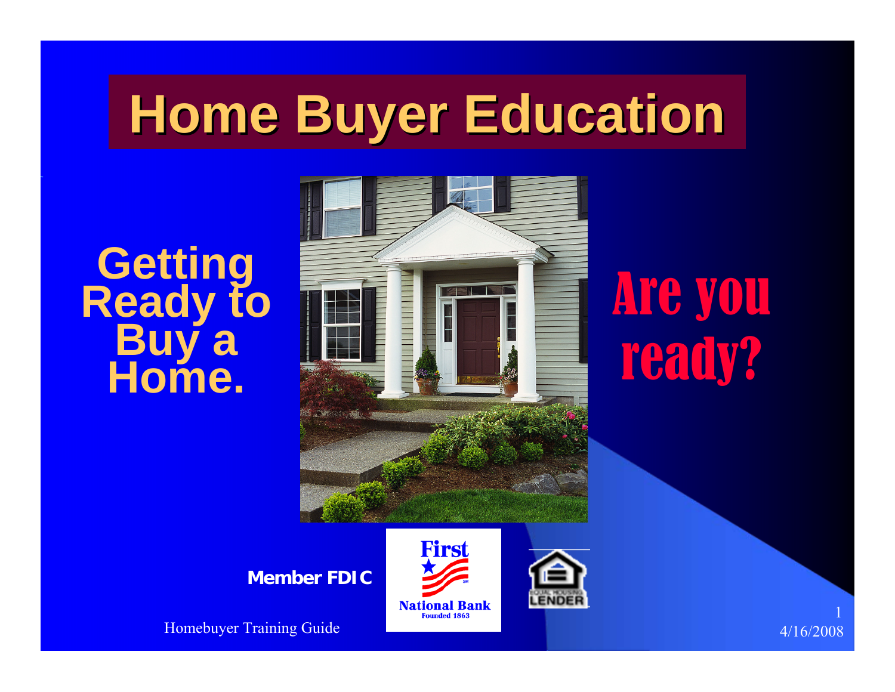# Home Buyer Education

**Getting Ready to Buy a Home.**

**Are you ready?**

**Member FDIC**

First National Bank
Founded 1863

EQUAL HOUSING LENDER

Homebuyer Training Guide

4/16/2008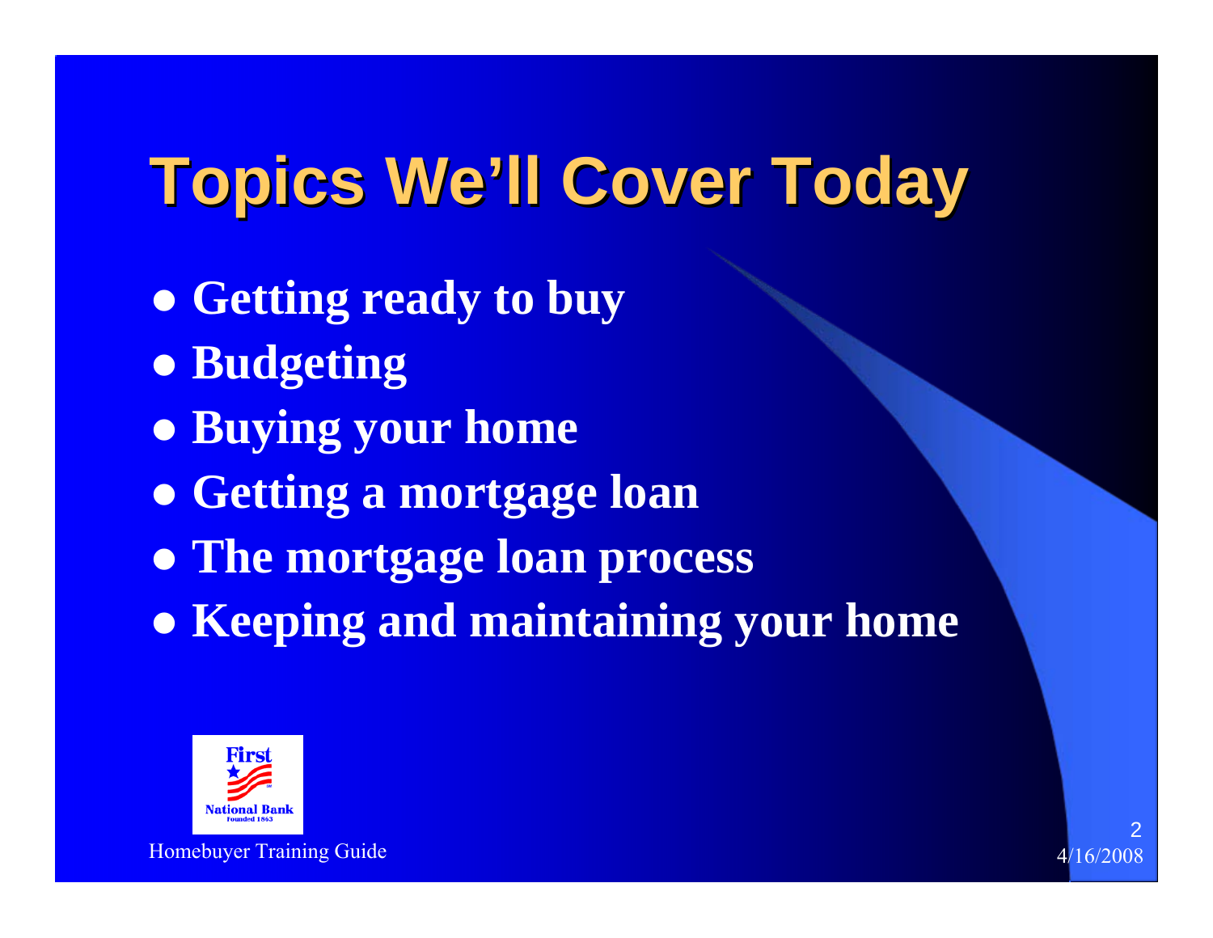# Topics We'll Cover Today

- **Getting ready to buy**
- **Budgeting**
- **Buying your home**
- **Getting a mortgage loan**
- **The mortgage loan process**
- **Keeping and maintaining your home**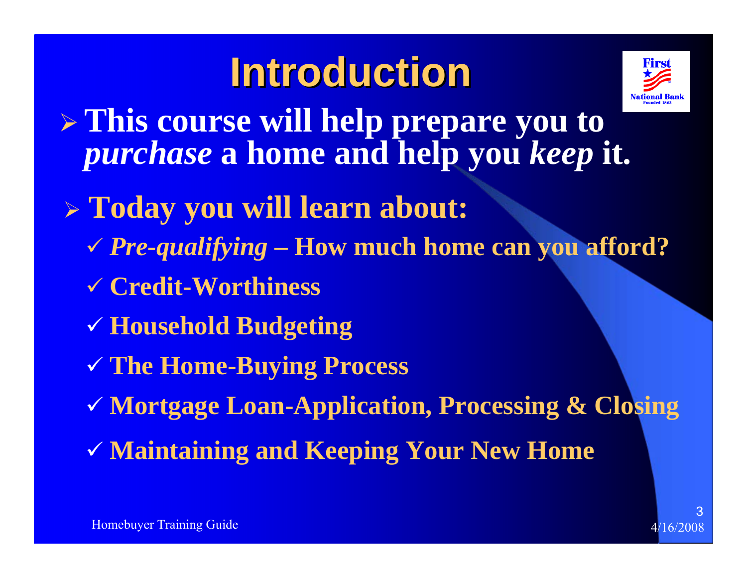# Introduction

- **This course will help prepare you to *purchase* a home and help you *keep* it.**
- **Today you will learn about:**
  - ✓ ***Pre-qualifying* – How much home can you afford?**
  - ✓ **Credit-Worthiness**
  - ✓ **Household Budgeting**
  - ✓ **The Home-Buying Process**
  - ✓ **Mortgage Loan-Application, Processing & Closing**
  - ✓ **Maintaining and Keeping Your New Home**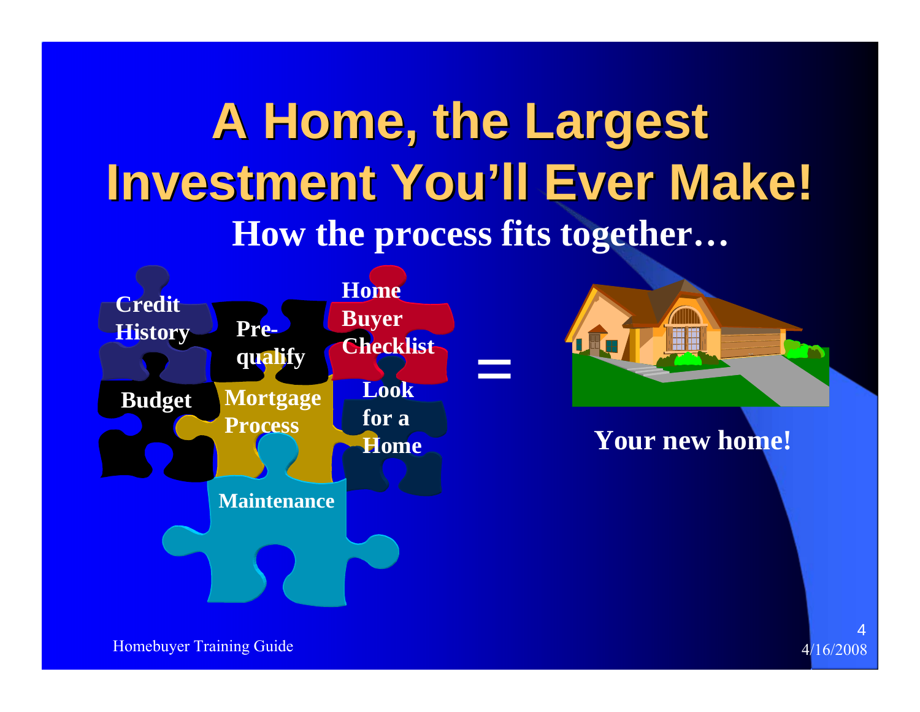# A Home, the Largest Investment You'll Ever Make!

**How the process fits together…**

- Credit History
- Pre-qualify
- Home Buyer Checklist
- Budget
- Mortgage Process
- Look for a Home
- Maintenance

=

**Your new home!**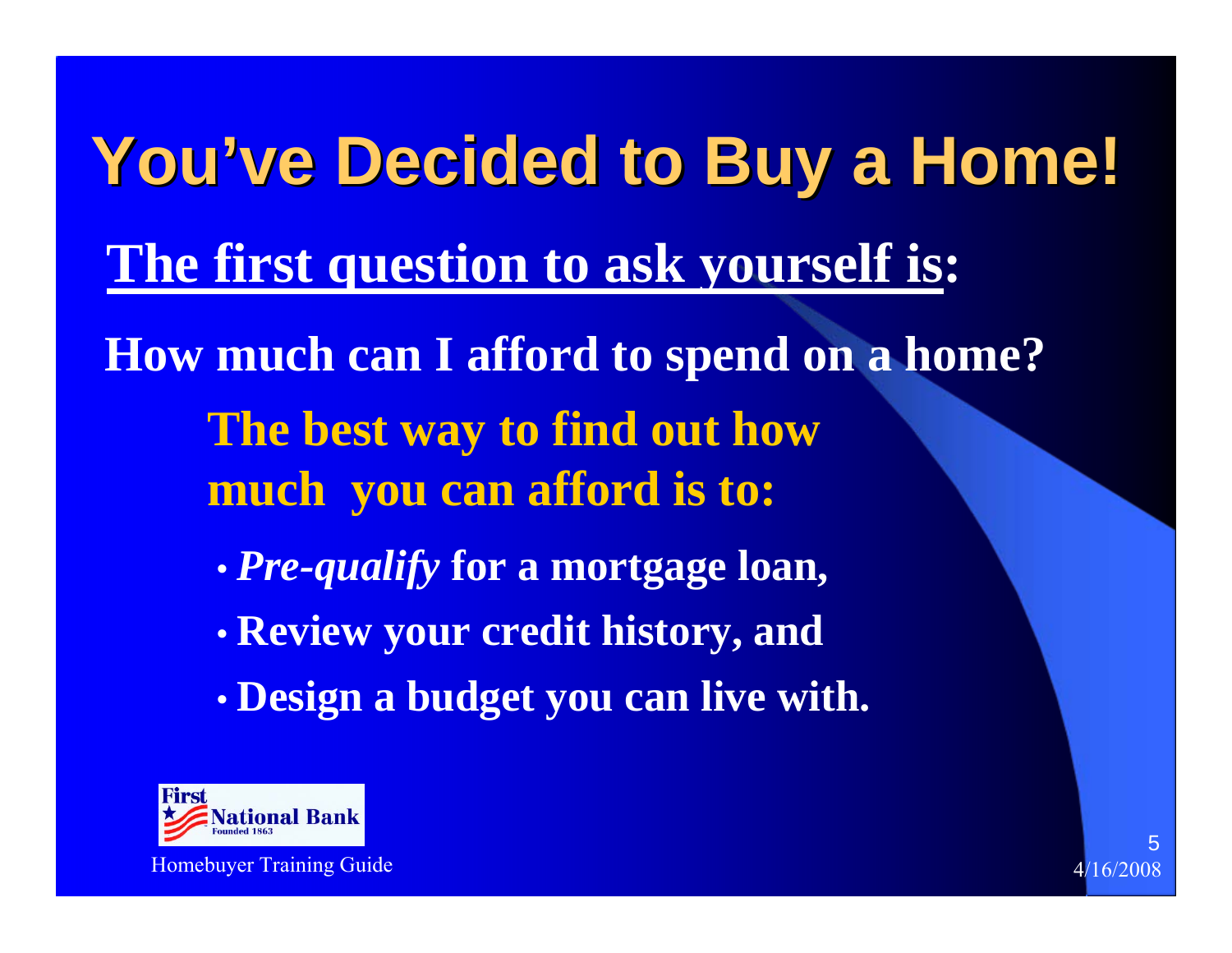# You've Decided to Buy a Home!

**The first question to ask yourself is:**

**How much can I afford to spend on a home?**

**The best way to find out how much you can afford is to:**

- ***Pre-qualify*** **for a mortgage loan,**
- **Review your credit history, and**
- **Design a budget you can live with.**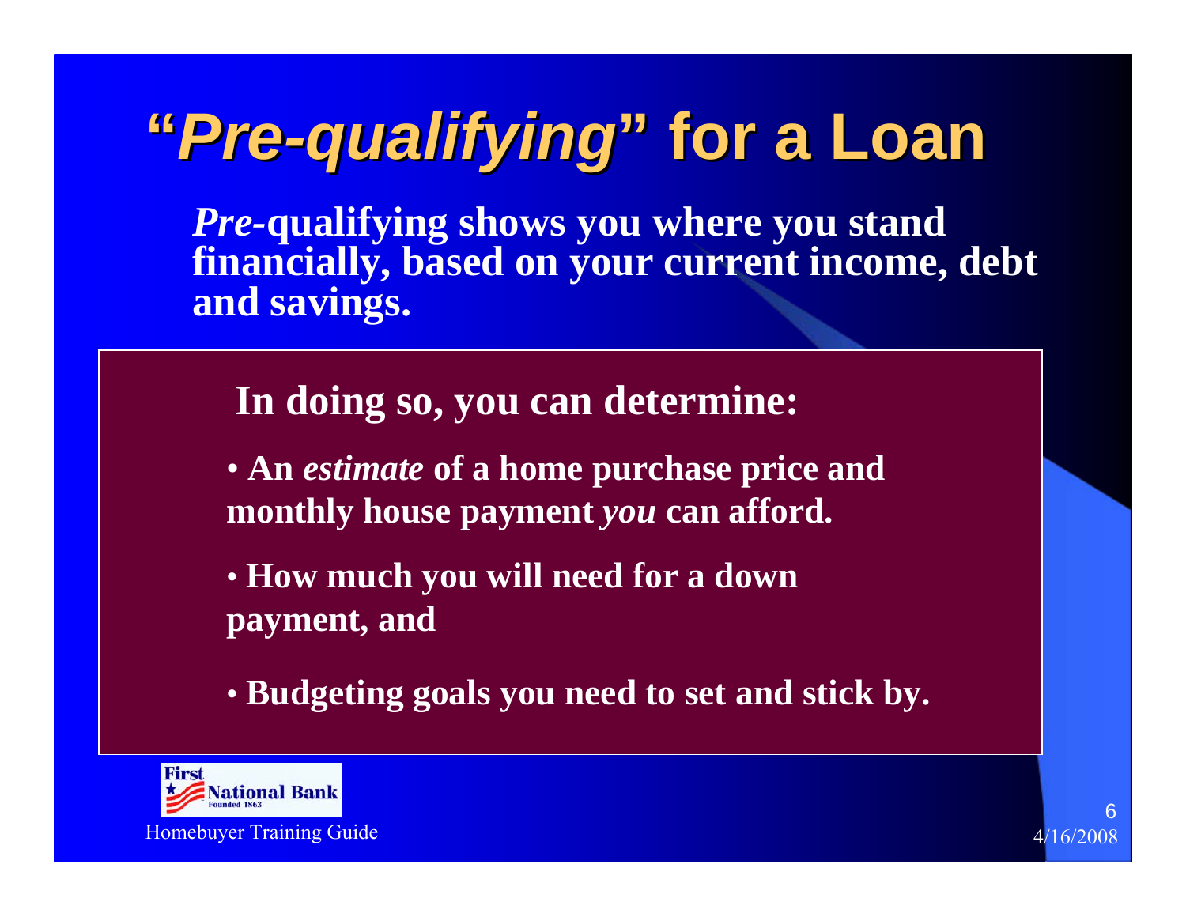# "*Pre-qualifying*" for a Loan

***Pre*-qualifying shows you where you stand financially, based on your current income, debt and savings.**

**In doing so, you can determine:**

- **An *estimate* of a home purchase price and monthly house payment *you* can afford.**
- **How much you will need for a down payment, and**
- **Budgeting goals you need to set and stick by.**

First National Bank Founded 1863

Homebuyer Training Guide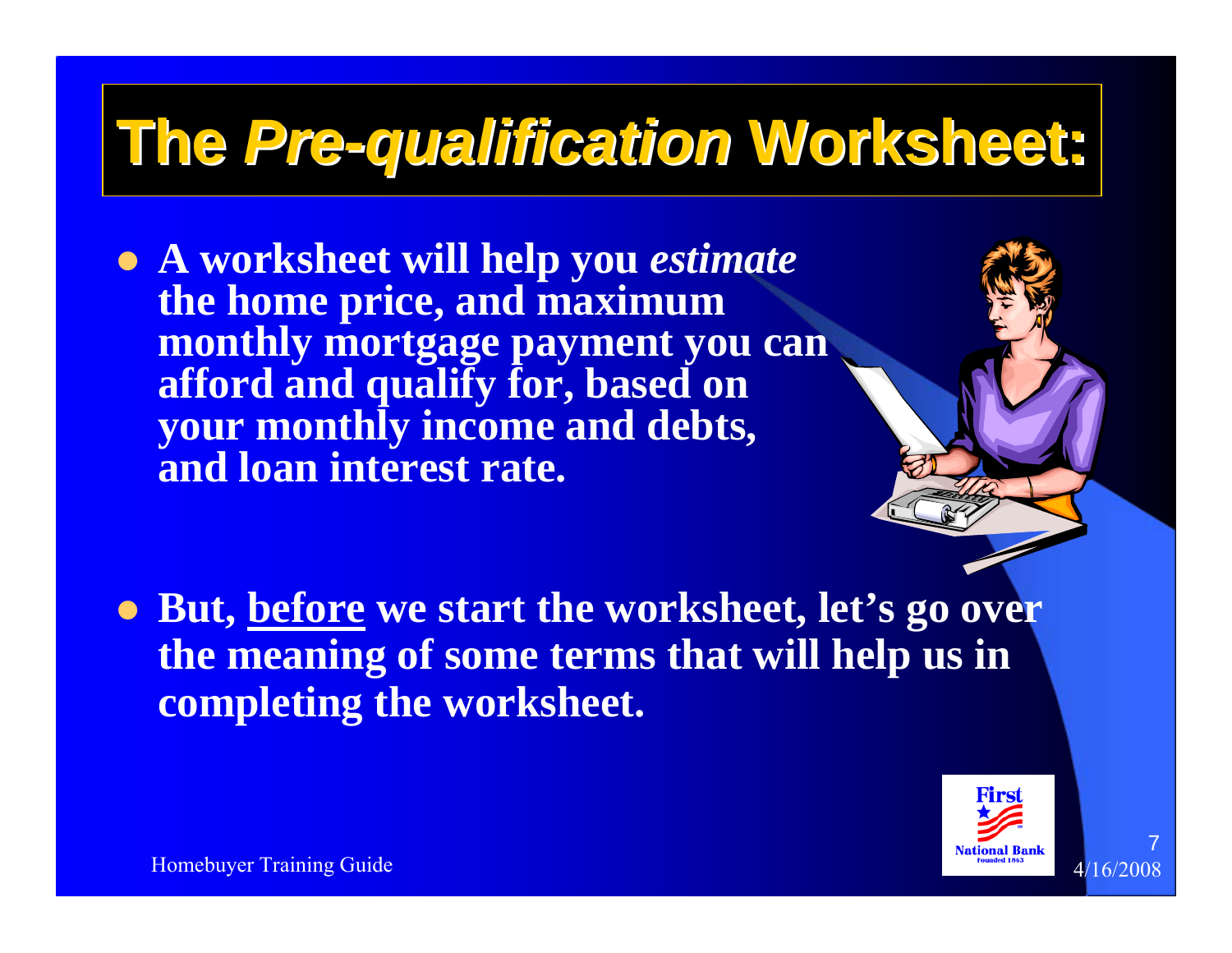# The *Pre-qualification* Worksheet:

- **A worksheet will help you *estimate* the home price, and maximum monthly mortgage payment you can afford and qualify for, based on your monthly income and debts, and loan interest rate.**

- **But, <u>before</u> we start the worksheet, let's go over the meaning of some terms that will help us in completing the worksheet.**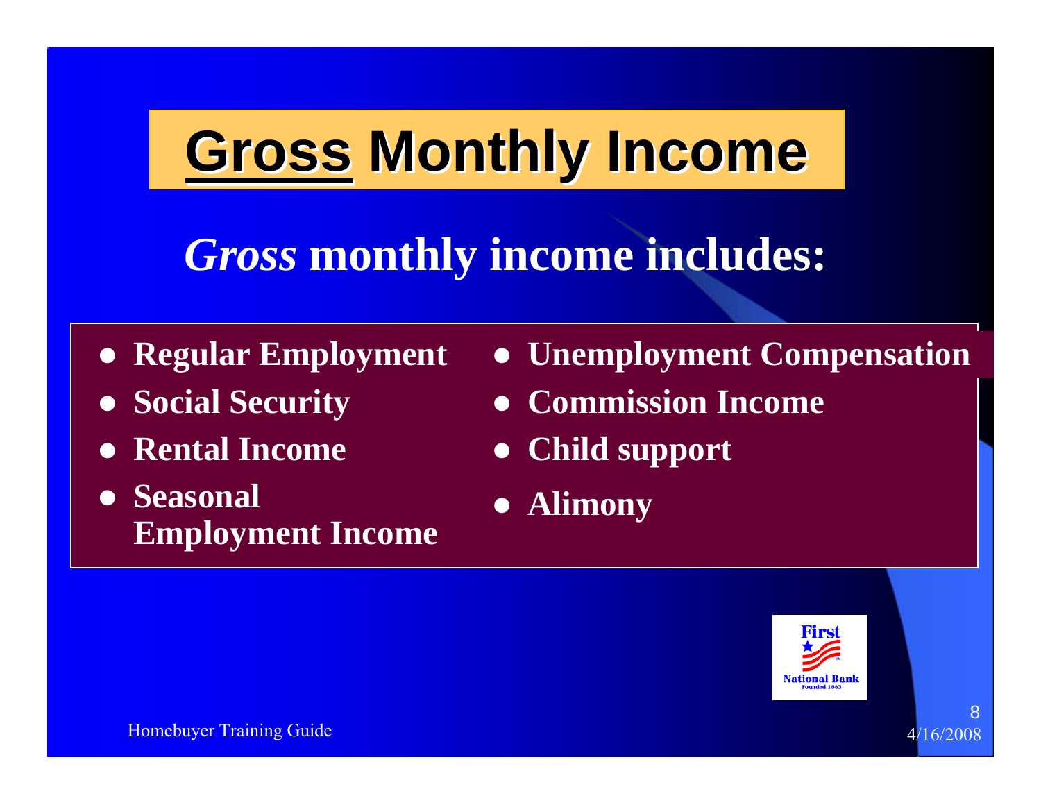# Gross Monthly Income

## *Gross* monthly income includes:

- **Regular Employment**
- **Social Security**
- **Rental Income**
- **Seasonal Employment Income**
- **Unemployment Compensation**
- **Commission Income**
- **Child support**
- **Alimony**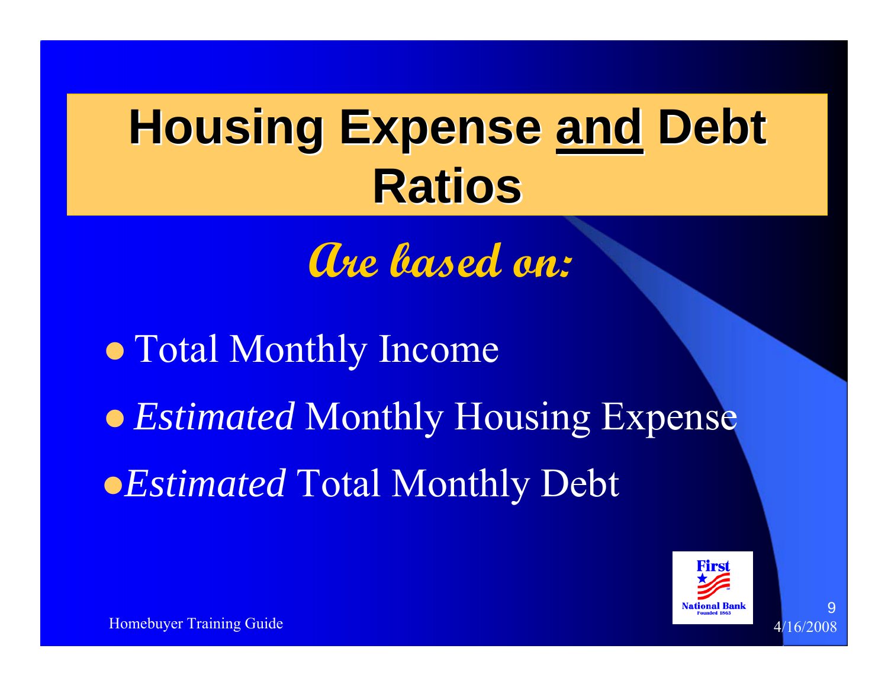# Housing Expense and Debt Ratios

## *Are based on:*

- Total Monthly Income
- *Estimated* Monthly Housing Expense
- *Estimated* Total Monthly Debt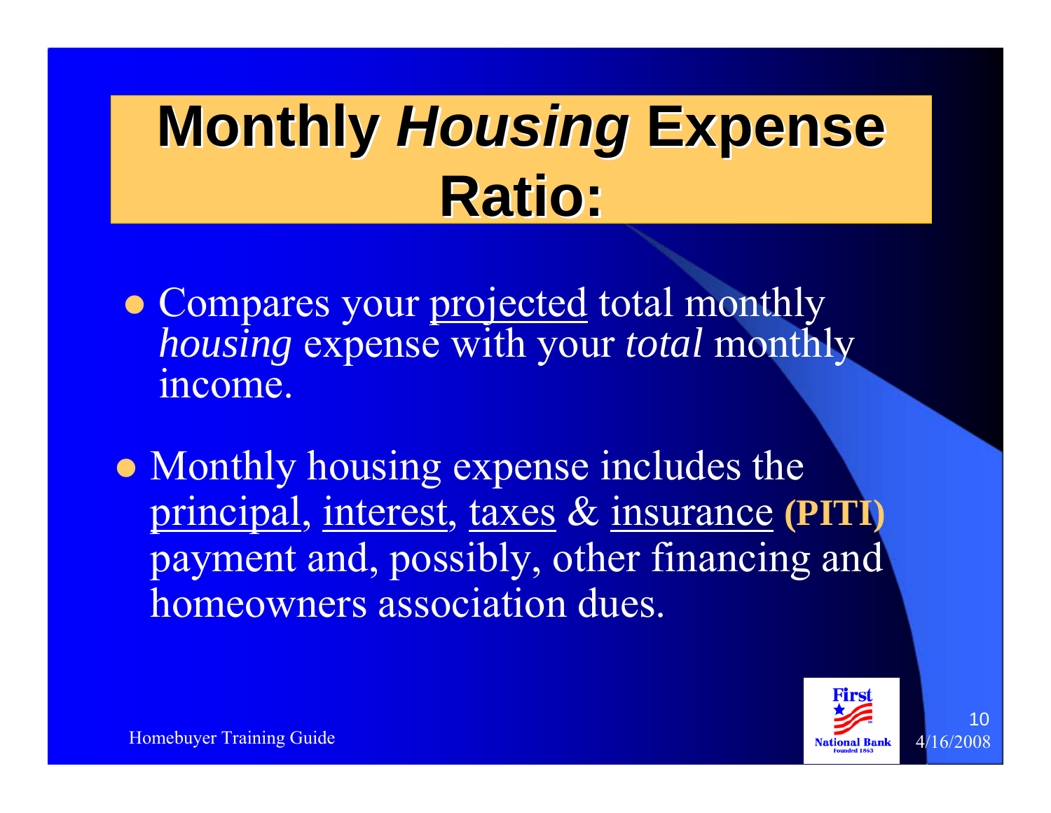# Monthly *Housing* Expense Ratio:

- Compares your projected total monthly *housing* expense with your *total* monthly income.

- Monthly housing expense includes the principal, interest, taxes & insurance **(PITI)** payment and, possibly, other financing and homeowners association dues.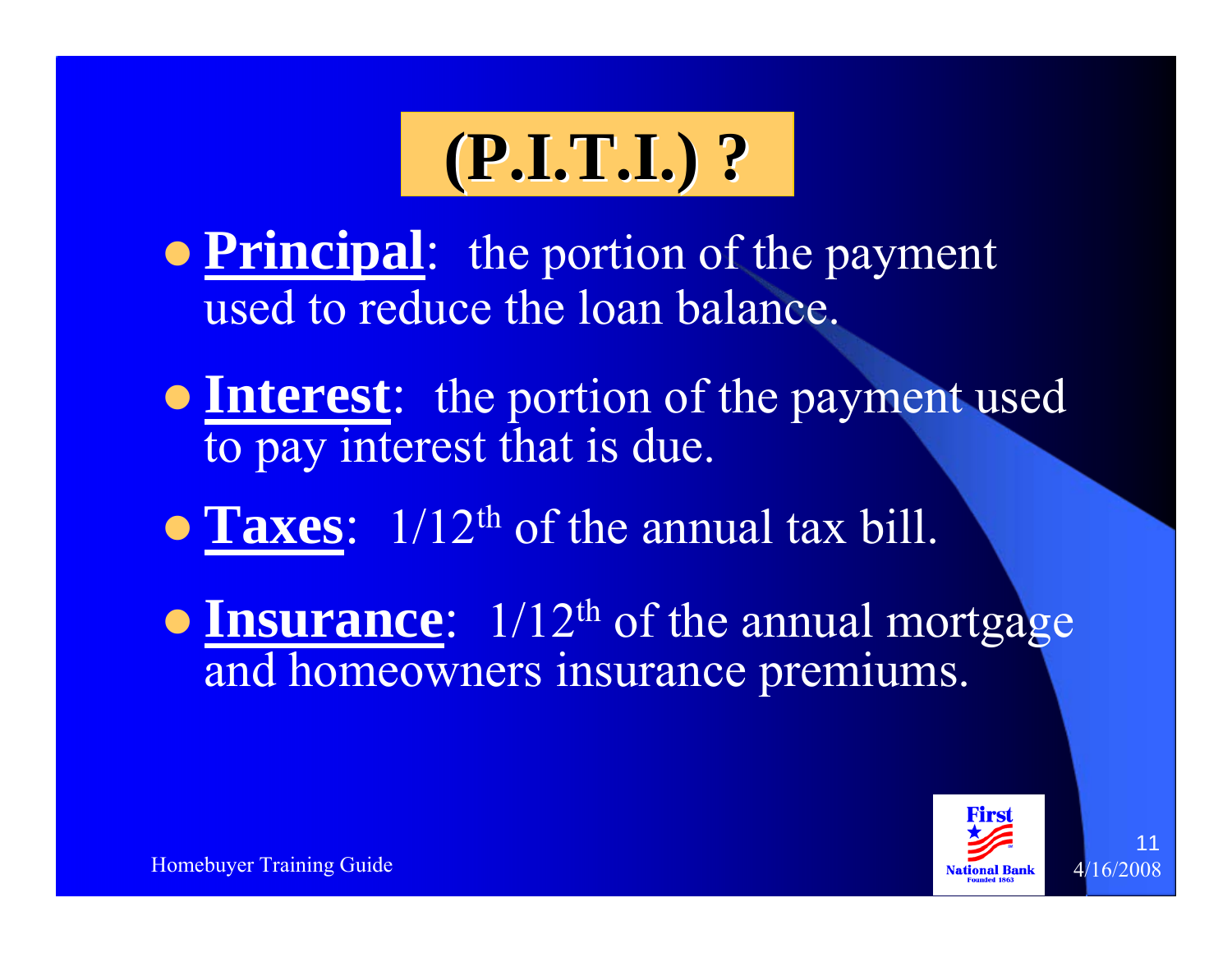# (P.I.T.I.) ?

- **Principal**: the portion of the payment used to reduce the loan balance.
- **Interest**: the portion of the payment used to pay interest that is due.
- **Taxes**: 1/12th of the annual tax bill.
- **Insurance**: 1/12th of the annual mortgage and homeowners insurance premiums.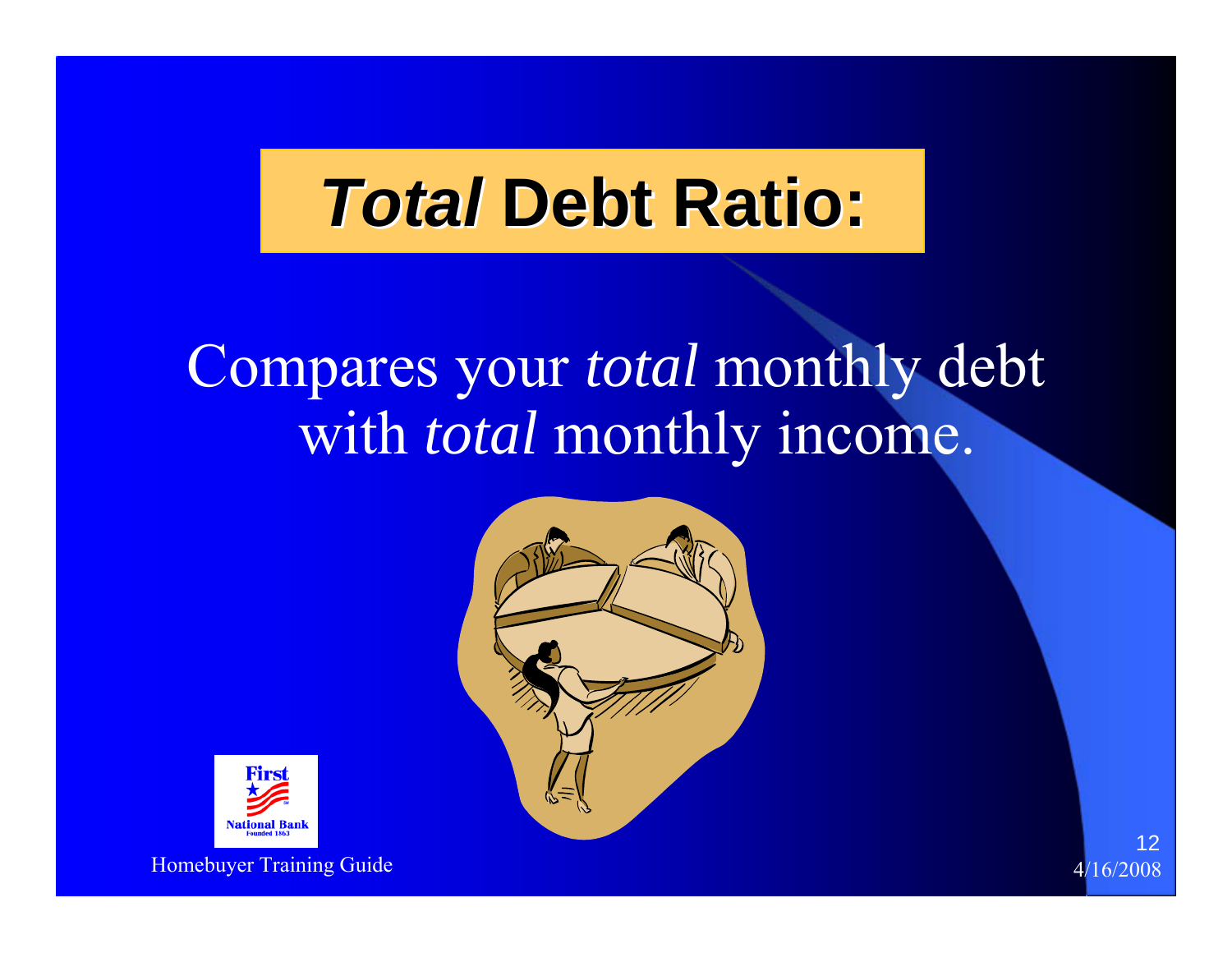# *Total* Debt Ratio:

Compares your *total* monthly debt with *total* monthly income.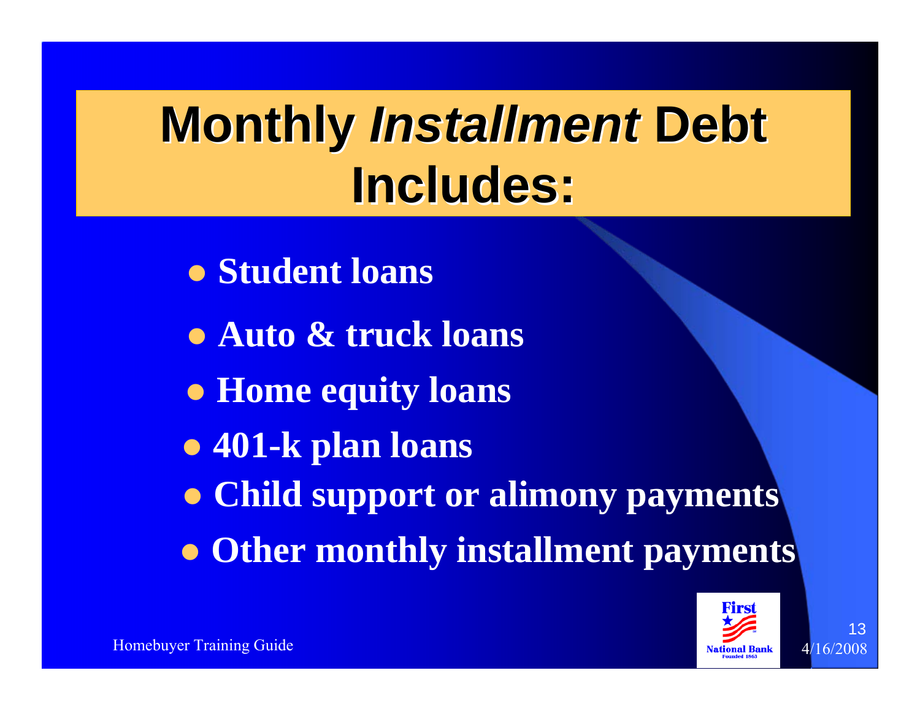# Monthly *Installment* Debt Includes:

- Student loans
- Auto & truck loans
- Home equity loans
- 401-k plan loans
- Child support or alimony payments
- Other monthly installment payments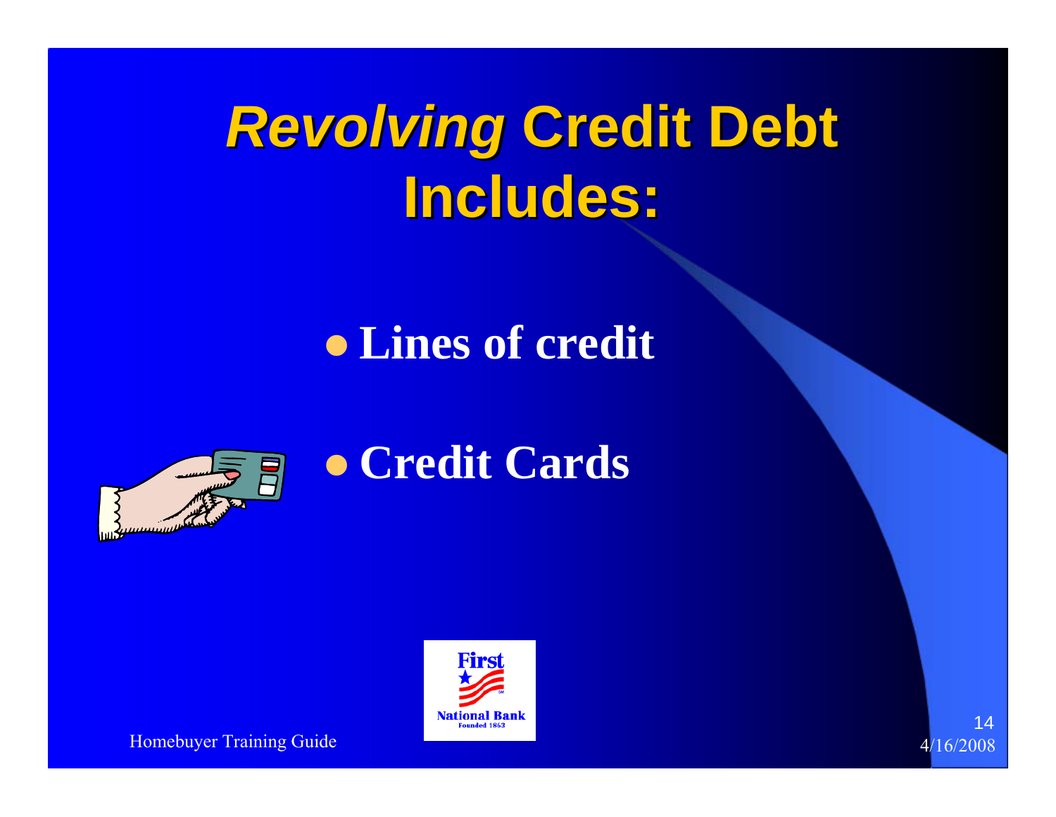# *Revolving* Credit Debt Includes:

- **Lines of credit**
- **Credit Cards**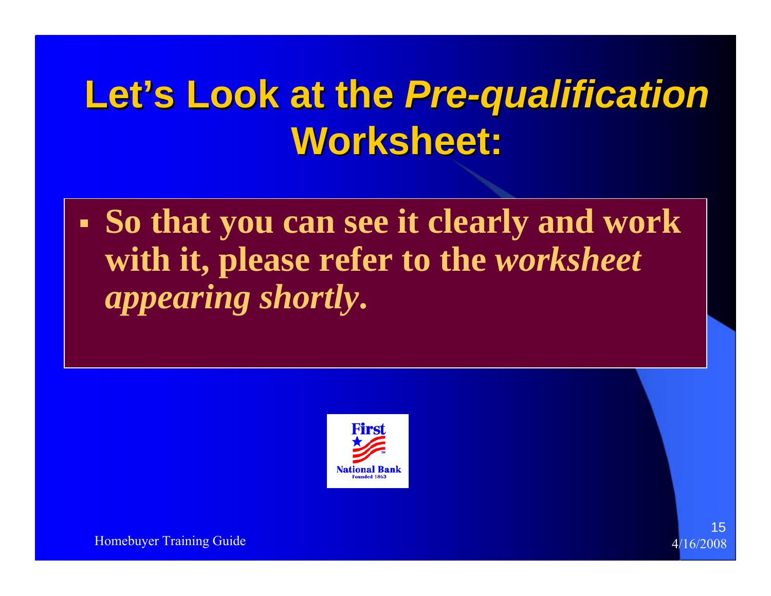# Let's Look at the *Pre-qualification* Worksheet:

- **So that you can see it clearly and work with it, please refer to the *worksheet appearing shortly*.**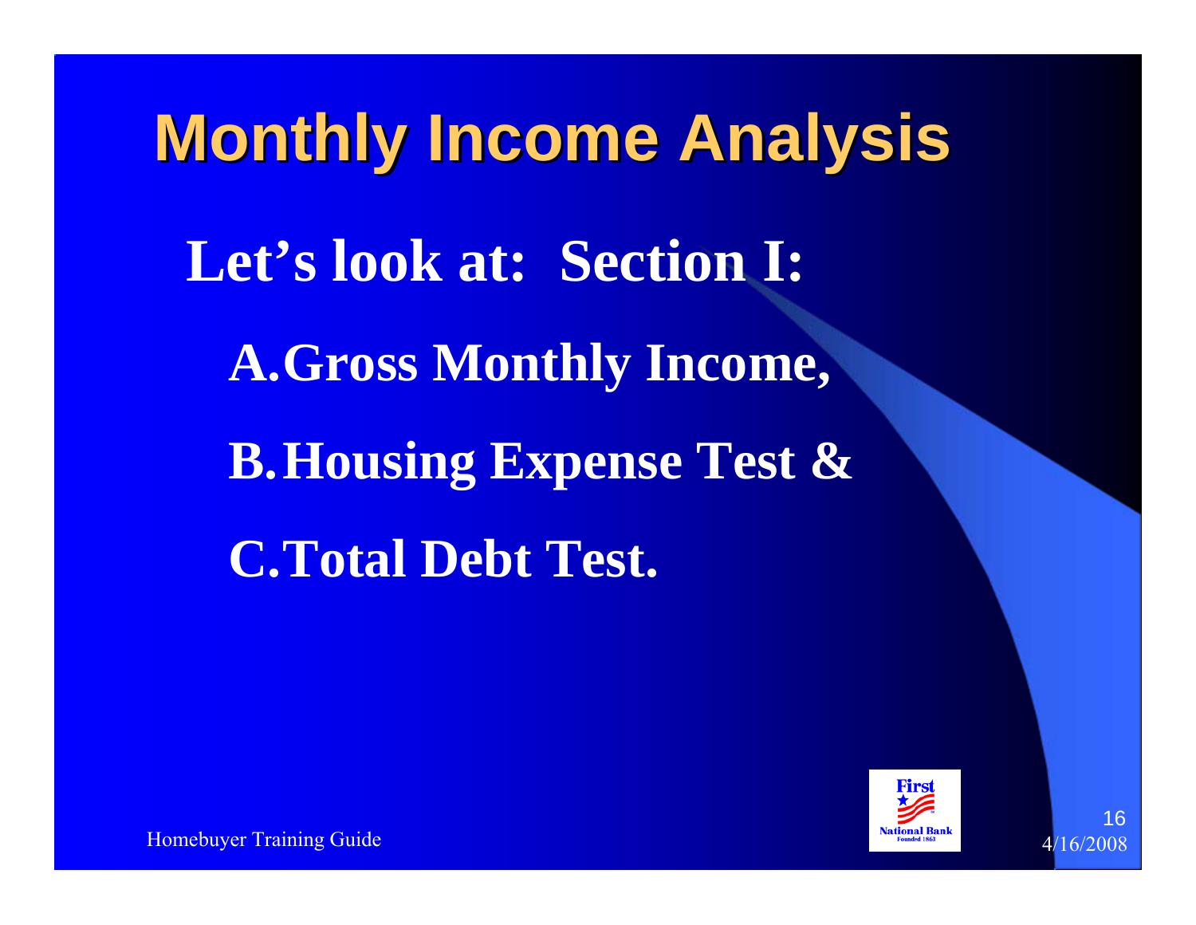# Monthly Income Analysis

**Let's look at: Section I:**

**A. Gross Monthly Income,**

**B. Housing Expense Test &**

**C. Total Debt Test.**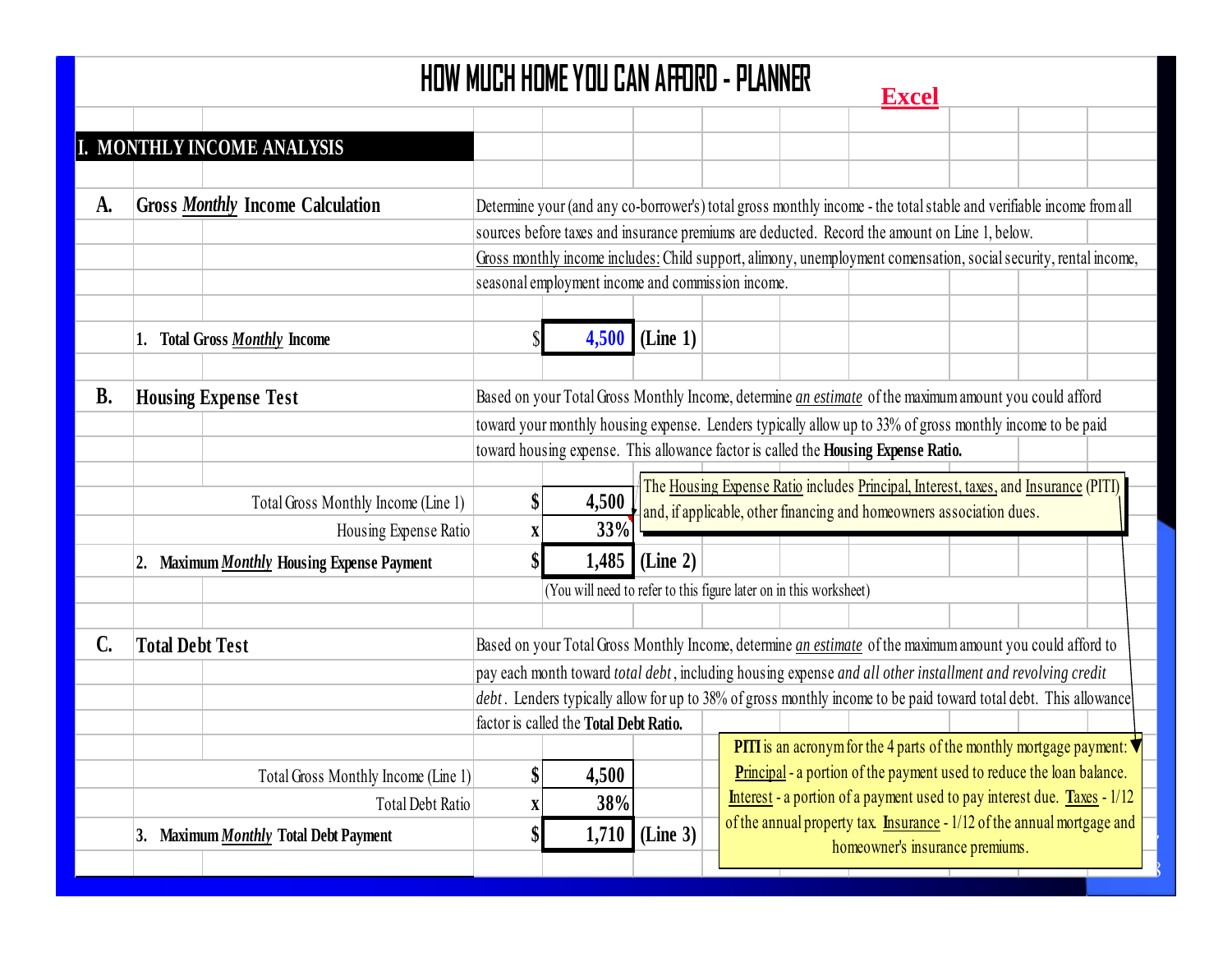# HOW MUCH HOME YOU CAN AFFORD - PLANNER

**Excel**

## I. MONTHLY INCOME ANALYSIS

### A. Gross *Monthly* Income Calculation

Determine your (and any co-borrower's) total gross monthly income - the total stable and verifiable income from all sources before taxes and insurance premiums are deducted. Record the amount on Line 1, below.

Gross monthly income includes: Child support, alimony, unemployment comensation, social security, rental income, seasonal employment income and commission income.

| | | | |
|---|---|---|---|
| **1. Total Gross *Monthly* Income** | $ | 4,500 | **(Line 1)** |

### B. Housing Expense Test

Based on your Total Gross Monthly Income, determine *an estimate* of the maximum amount you could afford toward your monthly housing expense. Lenders typically allow up to 33% of gross monthly income to be paid toward housing expense. This allowance factor is called the **Housing Expense Ratio.**

| | | | |
|---|---|---|---|
| Total Gross Monthly Income (Line 1) | $ | 4,500 | |
| Housing Expense Ratio | x | 33% | |
| **2. Maximum *Monthly* Housing Expense Payment** | $ | 1,485 | **(Line 2)** |

(You will need to refer to this figure later on in this worksheet)

The Housing Expense Ratio includes Principal, Interest, taxes, and Insurance (PITI) and, if applicable, other financing and homeowners association dues.

### C. Total Debt Test

Based on your Total Gross Monthly Income, determine *an estimate* of the maximum amount you could afford to pay each month toward *total debt*, including housing expense *and all other installment and revolving credit debt*. Lenders typically allow for up to 38% of gross monthly income to be paid toward total debt. This allowance factor is called the **Total Debt Ratio.**

| | | | |
|---|---|---|---|
| Total Gross Monthly Income (Line 1) | $ | 4,500 | |
| Total Debt Ratio | x | 38% | |
| **3. Maximum *Monthly* Total Debt Payment** | $ | 1,710 | **(Line 3)** |

**PITI** is an acronym for the 4 parts of the monthly mortgage payment: Principal - a portion of the payment used to reduce the loan balance. Interest - a portion of a payment used to pay interest due. Taxes - 1/12 of the annual property tax. Insurance - 1/12 of the annual mortgage and homeowner's insurance premiums.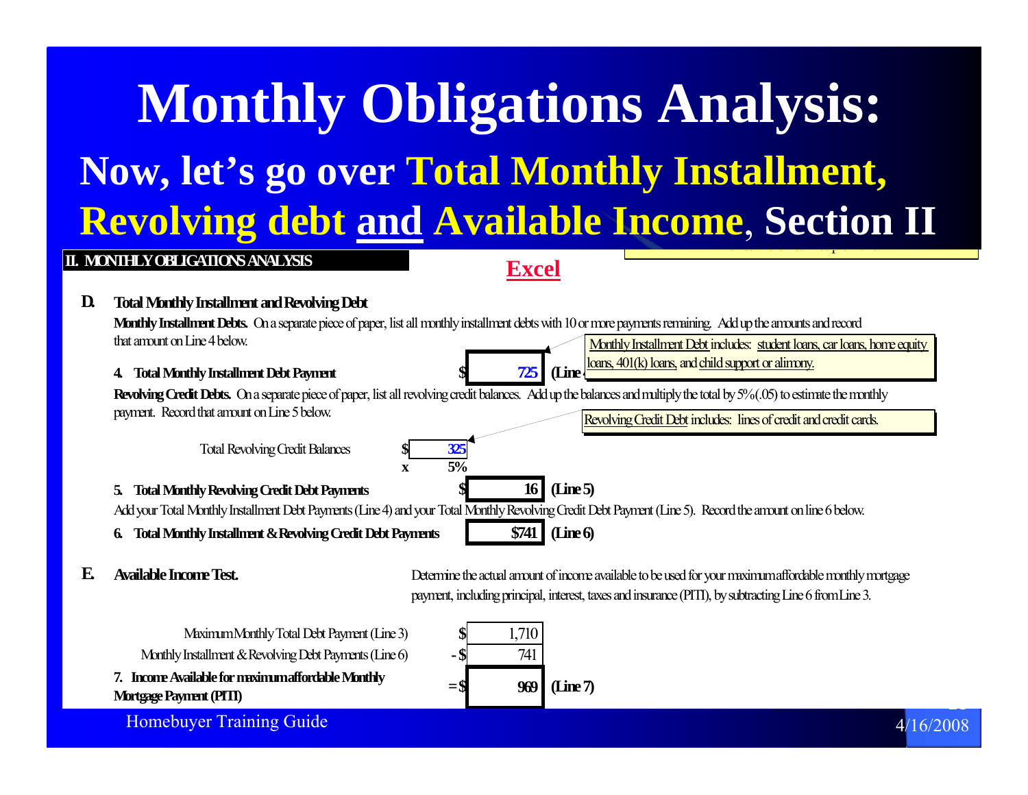# Monthly Obligations Analysis:

## Now, let's go over Total Monthly Installment, Revolving debt and Available Income, Section II

**II. MONTHLY OBLIGATIONS ANALYSIS**

**Excel**

**D. Total Monthly Installment and Revolving Debt**

**Monthly Installment Debts.** On a separate piece of paper, list all monthly installment debts with 10 or more payments remaining. Add up the amounts and record that amount on Line 4 below.

Monthly Installment Debt includes: student loans, car loans, home equity loans, 401(k) loans, and child support or alimony.

**4. Total Monthly Installment Debt Payment** $ 725 (Line 4)

**Revolving Credit Debts.** On a separate piece of paper, list all revolving credit balances. Add up the balances and multiply the total by 5% (.05) to estimate the monthly payment. Record that amount on Line 5 below.

Revolving Credit Debt includes: lines of credit and credit cards.

Total Revolving Credit Balances $ 325
x 5%

**5. Total Monthly Revolving Credit Debt Payments** $ 16 (Line 5)

Add your Total Monthly Installment Debt Payments (Line 4) and your Total Monthly Revolving Credit Debt Payment (Line 5). Record the amount on line 6 below.

**6. Total Monthly Installment & Revolving Credit Debt Payments** $741 (Line 6)

**E. Available Income Test.**

Determine the actual amount of income available to be used for your maximum affordable monthly mortgage payment, including principal, interest, taxes and insurance (PITI), by subtracting Line 6 from Line 3.

| | | |
|---|---|---|
| Maximum Monthly Total Debt Payment (Line 3) | $ 1,710 | |
| Monthly Installment & Revolving Debt Payments (Line 6) | - $ 741 | |
| **7. Income Available for maximum affordable Monthly Mortgage Payment (PITI)** | = $ 969 | (Line 7) |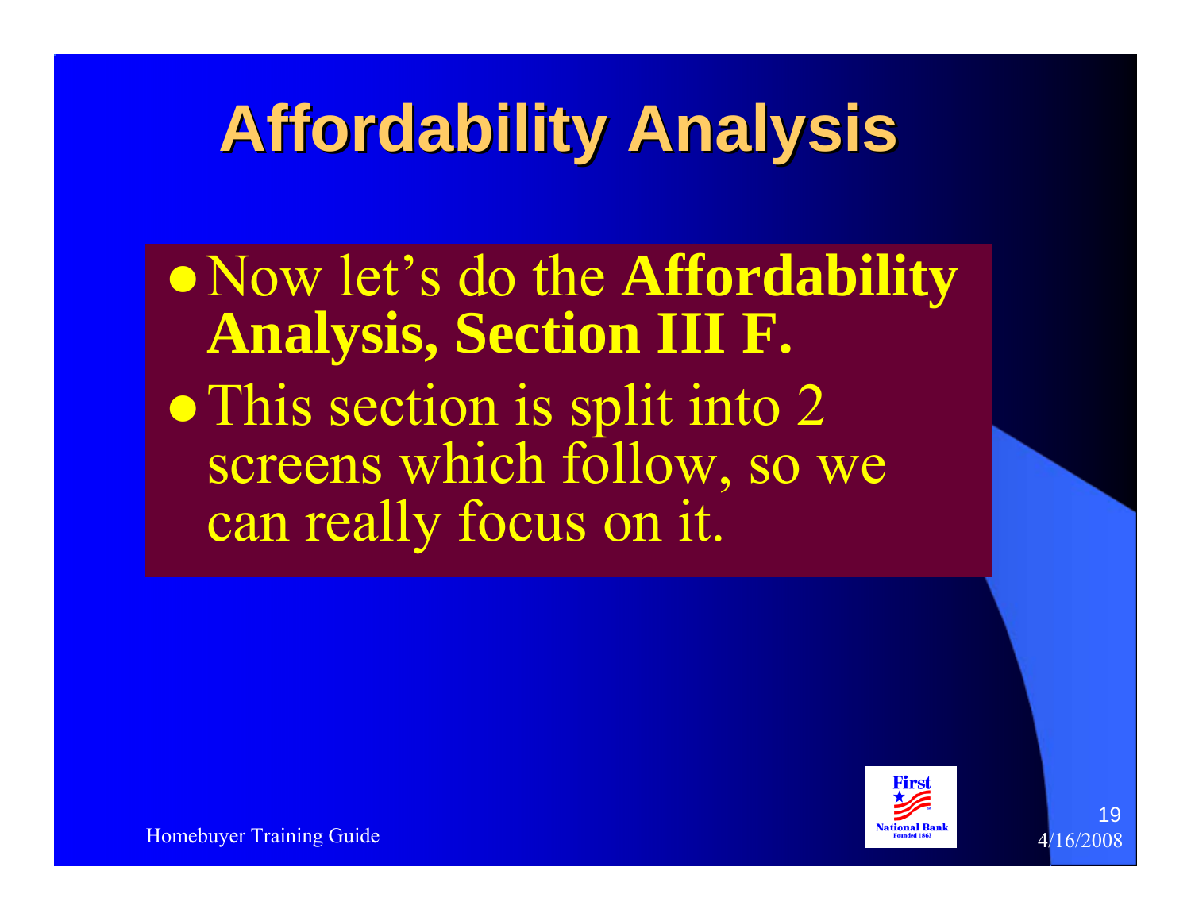# Affordability Analysis

- Now let's do the **Affordability Analysis, Section III F.**
- This section is split into 2 screens which follow, so we can really focus on it.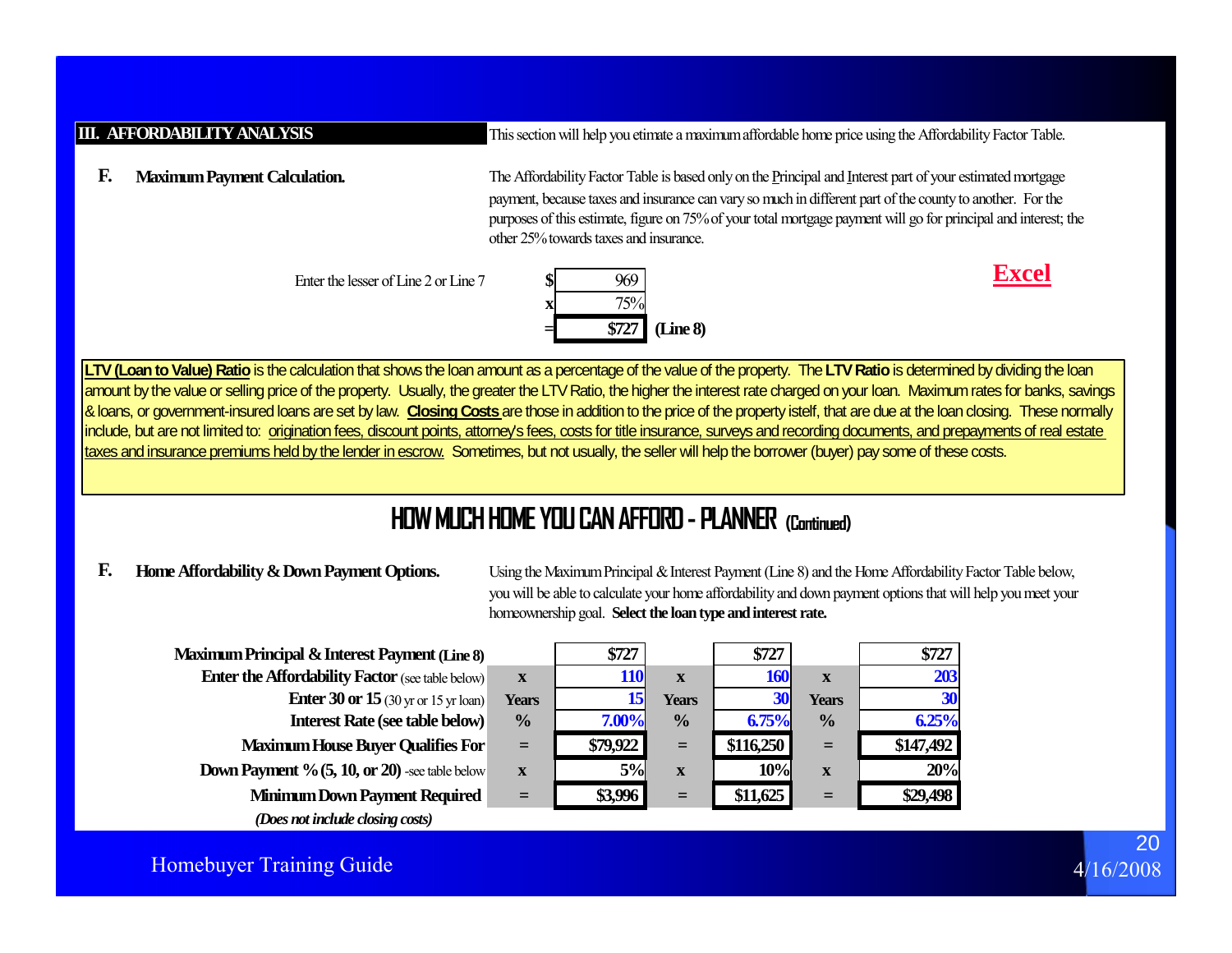**III. AFFORDABILITY ANALYSIS** This section will help you etimate a maximum affordable home price using the Affordability Factor Table.

**F. Maximum Payment Calculation.** The Affordability Factor Table is based only on the Principal and Interest part of your estimated mortgage payment, because taxes and insurance can vary so much in different part of the county to another. For the purposes of this estimate, figure on 75% of your total mortgage payment will go for principal and interest; the other 25% towards taxes and insurance.

**Excel**

| | | | |
|---|---|---|---|
| Enter the lesser of Line 2 or Line 7 | $ | 969 | |
| | x | 75% | |
| | = | **$727** | **(Line 8)** |

**LTV (Loan to Value) Ratio** is the calculation that shows the loan amount as a percentage of the value of the property. The **LTV Ratio** is determined by dividing the loan amount by the value or selling price of the property. Usually, the greater the LTV Ratio, the higher the interest rate charged on your loan. Maximum rates for banks, savings & loans, or government-insured loans are set by law. **Closing Costs** are those in addition to the price of the property istelf, that are due at the loan closing. These normally include, but are not limited to: origination fees, discount points, attorney's fees, costs for title insurance, surveys and recording documents, and prepayments of real estate taxes and insurance premiums held by the lender in escrow. Sometimes, but not usually, the seller will help the borrower (buyer) pay some of these costs.

## HOW MUCH HOME YOU CAN AFFORD - PLANNER (Continued)

**F. Home Affordability & Down Payment Options.** Using the Maximum Principal & Interest Payment (Line 8) and the Home Affordability Factor Table below, you will be able to calculate your home affordability and down payment options that will help you meet your homeownership goal. **Select the loan type and interest rate.**

| | | | | | | |
|---|---|---|---|---|---|---|
| **Maximum Principal & Interest Payment (Line 8)** | | $727 | | $727 | | $727 |
| **Enter the Affordability Factor** (see table below) | x | 110 | x | 160 | x | 203 |
| **Enter 30 or 15** (30 yr or 15 yr loan) | Years | 15 | Years | 30 | Years | 30 |
| **Interest Rate (see table below)** | % | 7.00% | % | 6.75% | % | 6.25% |
| **Maximum House Buyer Qualifies For** | = | $79,922 | = | $116,250 | = | $147,492 |
| **Down Payment % (5, 10, or 20)** -see table below | x | 5% | x | 10% | x | 20% |
| **Minimum Down Payment Required** | = | $3,996 | = | $11,625 | = | $29,498 |

***(Does not include closing costs)***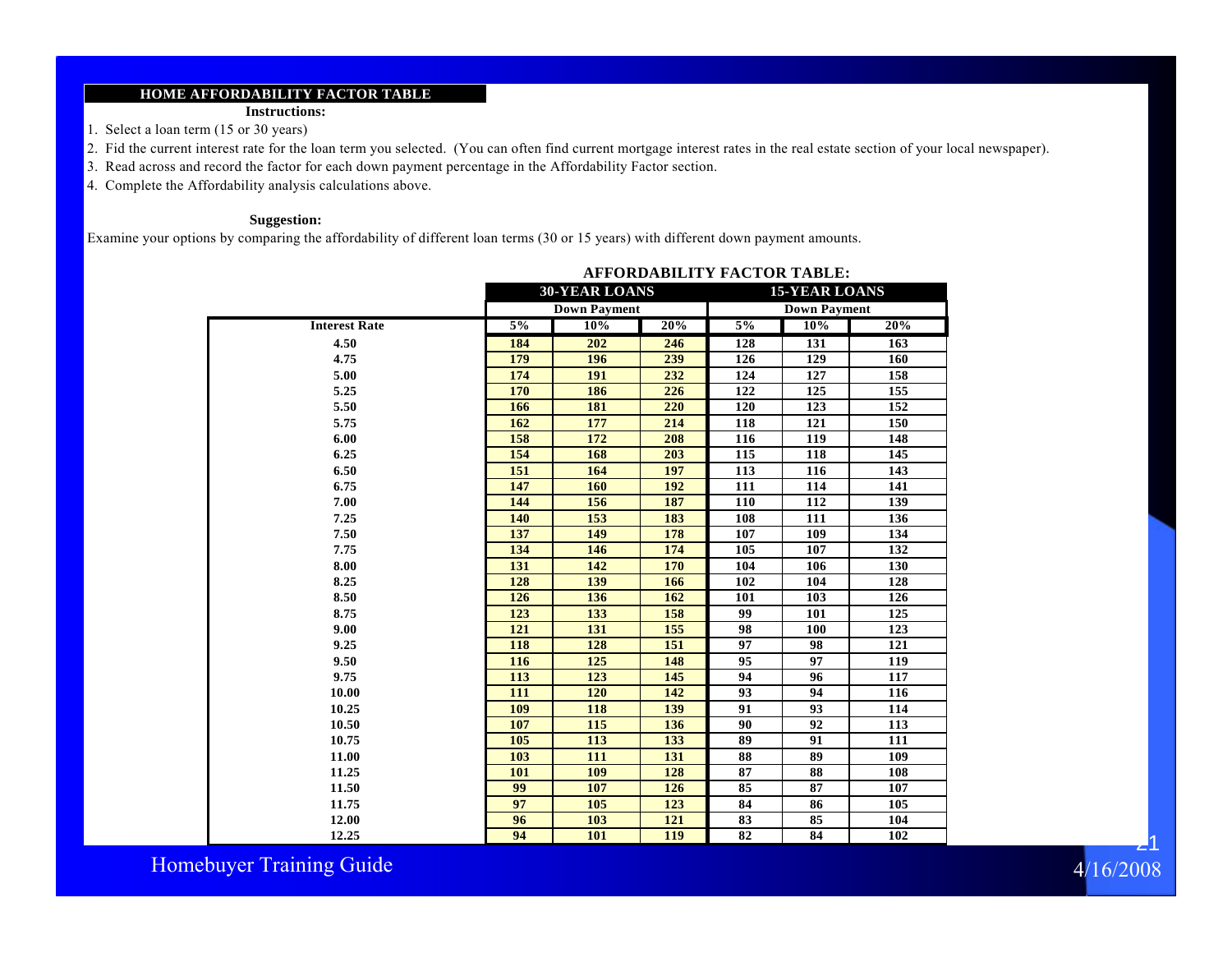## HOME AFFORDABILITY FACTOR TABLE

**Instructions:**

1. Select a loan term (15 or 30 years)
2. Fid the current interest rate for the loan term you selected. (You can often find current mortgage interest rates in the real estate section of your local newspaper).
3. Read across and record the factor for each down payment percentage in the Affordability Factor section.
4. Complete the Affordability analysis calculations above.

**Suggestion:**

Examine your options by comparing the affordability of different loan terms (30 or 15 years) with different down payment amounts.

**AFFORDABILITY FACTOR TABLE:**

| | 30-YEAR LOANS | | | 15-YEAR LOANS | | |
|---|---|---|---|---|---|---|
| | Down Payment | | | Down Payment | | |
| **Interest Rate** | **5%** | **10%** | **20%** | **5%** | **10%** | **20%** |
| 4.50 | 184 | 202 | 246 | 128 | 131 | 163 |
| 4.75 | 179 | 196 | 239 | 126 | 129 | 160 |
| 5.00 | 174 | 191 | 232 | 124 | 127 | 158 |
| 5.25 | 170 | 186 | 226 | 122 | 125 | 155 |
| 5.50 | 166 | 181 | 220 | 120 | 123 | 152 |
| 5.75 | 162 | 177 | 214 | 118 | 121 | 150 |
| 6.00 | 158 | 172 | 208 | 116 | 119 | 148 |
| 6.25 | 154 | 168 | 203 | 115 | 118 | 145 |
| 6.50 | 151 | 164 | 197 | 113 | 116 | 143 |
| 6.75 | 147 | 160 | 192 | 111 | 114 | 141 |
| 7.00 | 144 | 156 | 187 | 110 | 112 | 139 |
| 7.25 | 140 | 153 | 183 | 108 | 111 | 136 |
| 7.50 | 137 | 149 | 178 | 107 | 109 | 134 |
| 7.75 | 134 | 146 | 174 | 105 | 107 | 132 |
| 8.00 | 131 | 142 | 170 | 104 | 106 | 130 |
| 8.25 | 128 | 139 | 166 | 102 | 104 | 128 |
| 8.50 | 126 | 136 | 162 | 101 | 103 | 126 |
| 8.75 | 123 | 133 | 158 | 99 | 101 | 125 |
| 9.00 | 121 | 131 | 155 | 98 | 100 | 123 |
| 9.25 | 118 | 128 | 151 | 97 | 98 | 121 |
| 9.50 | 116 | 125 | 148 | 95 | 97 | 119 |
| 9.75 | 113 | 123 | 145 | 94 | 96 | 117 |
| 10.00 | 111 | 120 | 142 | 93 | 94 | 116 |
| 10.25 | 109 | 118 | 139 | 91 | 93 | 114 |
| 10.50 | 107 | 115 | 136 | 90 | 92 | 113 |
| 10.75 | 105 | 113 | 133 | 89 | 91 | 111 |
| 11.00 | 103 | 111 | 131 | 88 | 89 | 109 |
| 11.25 | 101 | 109 | 128 | 87 | 88 | 108 |
| 11.50 | 99 | 107 | 126 | 85 | 87 | 107 |
| 11.75 | 97 | 105 | 123 | 84 | 86 | 105 |
| 12.00 | 96 | 103 | 121 | 83 | 85 | 104 |
| 12.25 | 94 | 101 | 119 | 82 | 84 | 102 |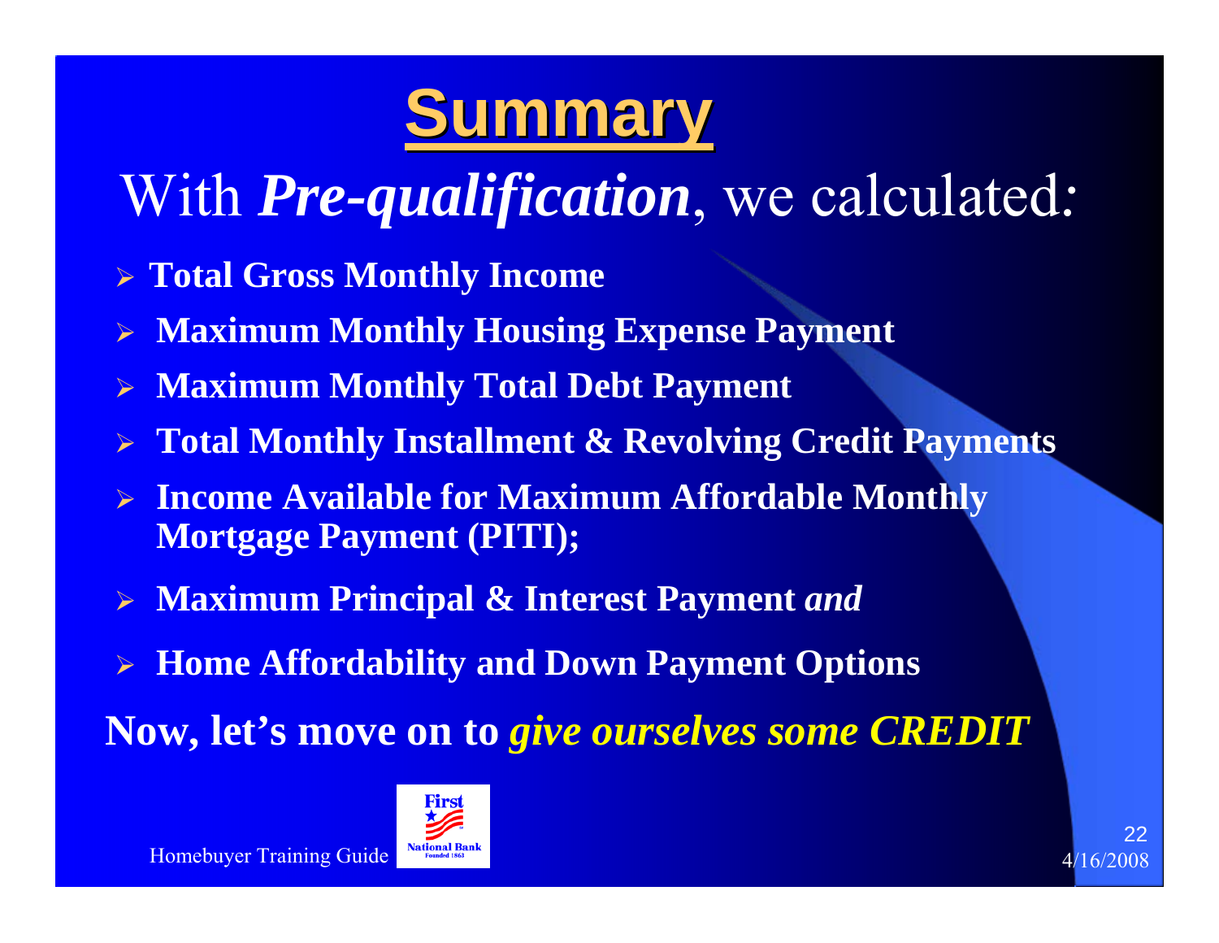# Summary

With ***Pre-qualification***, we calculated:

- **Total Gross Monthly Income**
- **Maximum Monthly Housing Expense Payment**
- **Maximum Monthly Total Debt Payment**
- **Total Monthly Installment & Revolving Credit Payments**
- **Income Available for Maximum Affordable Monthly Mortgage Payment (PITI);**
- **Maximum Principal & Interest Payment *and***
- **Home Affordability and Down Payment Options**

**Now, let's move on to *give ourselves some CREDIT***